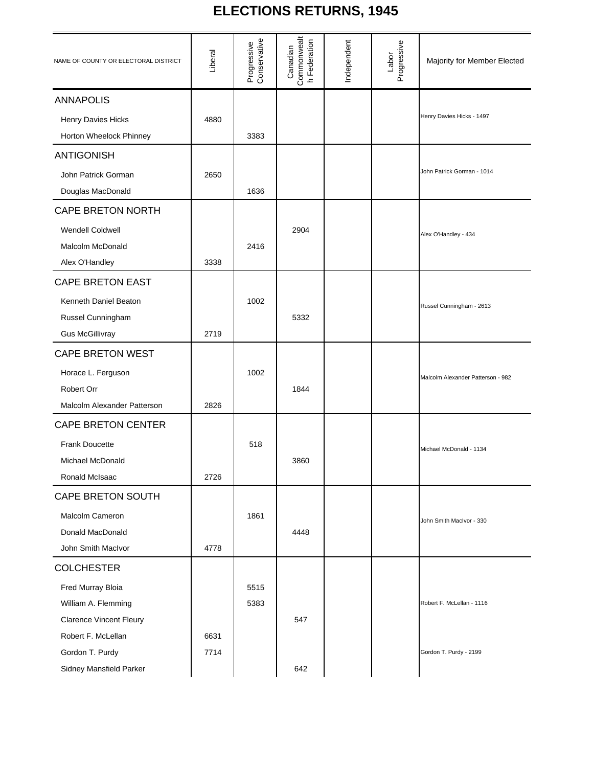# ELECTIONS RETURNS, 1945

| NAME OF COUNTY OR ELECTORAL DISTRICT | Liberal | Progressive Conservative | Canadian Commonwealth Federation | Independent | Labor Progressive | Majority for Member Elected |
|---|---|---|---|---|---|---|
| ANNAPOLIS | | | | | | |
| Henry Davies Hicks | 4880 | | | | | Henry Davies Hicks - 1497 |
| Horton Wheelock Phinney | | 3383 | | | | |
| ANTIGONISH | | | | | | |
| John Patrick Gorman | 2650 | | | | | John Patrick Gorman - 1014 |
| Douglas MacDonald | | 1636 | | | | |
| CAPE BRETON NORTH | | | | | | |
| Wendell Coldwell | | | 2904 | | | Alex O'Handley - 434 |
| Malcolm McDonald | | 2416 | | | | |
| Alex O'Handley | 3338 | | | | | |
| CAPE BRETON EAST | | | | | | |
| Kenneth Daniel Beaton | | 1002 | | | | Russel Cunningham - 2613 |
| Russel Cunningham | | | 5332 | | | |
| Gus McGillivray | 2719 | | | | | |
| CAPE BRETON WEST | | | | | | |
| Horace L. Ferguson | | 1002 | | | | Malcolm Alexander Patterson - 982 |
| Robert Orr | | | 1844 | | | |
| Malcolm Alexander Patterson | 2826 | | | | | |
| CAPE BRETON CENTER | | | | | | |
| Frank Doucette | | 518 | | | | Michael McDonald - 1134 |
| Michael McDonald | | | 3860 | | | |
| Ronald McIsaac | 2726 | | | | | |
| CAPE BRETON SOUTH | | | | | | |
| Malcolm Cameron | | 1861 | | | | John Smith MacIvor - 330 |
| Donald MacDonald | | | 4448 | | | |
| John Smith MacIvor | 4778 | | | | | |
| COLCHESTER | | | | | | |
| Fred Murray Bloia | | 5515 | | | | |
| William A. Flemming | | 5383 | | | | Robert F. McLellan - 1116 |
| Clarence Vincent Fleury | | | 547 | | | |
| Robert F. McLellan | 6631 | | | | | |
| Gordon T. Purdy | 7714 | | | | | Gordon T. Purdy - 2199 |
| Sidney Mansfield Parker | | | 642 | | | |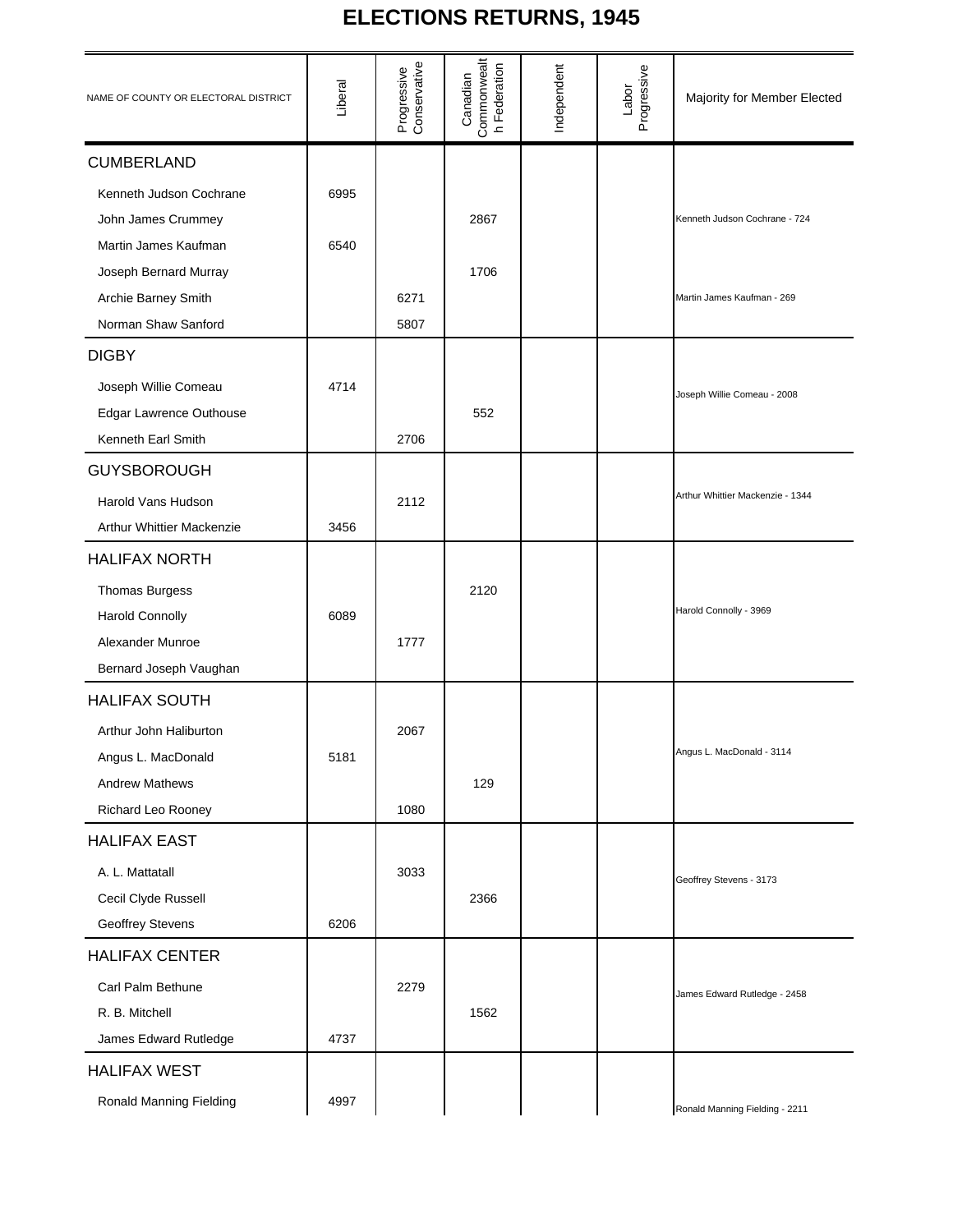# ELECTIONS RETURNS, 1945

| NAME OF COUNTY OR ELECTORAL DISTRICT | Liberal | Progressive Conservative | Canadian Commonwealth Federation | Independent | Labor Progressive | Majority for Member Elected |
|---|---|---|---|---|---|---|
| **CUMBERLAND** | | | | | | |
| Kenneth Judson Cochrane | 6995 | | | | | |
| John James Crummey | | | 2867 | | | Kenneth Judson Cochrane - 724 |
| Martin James Kaufman | 6540 | | | | | |
| Joseph Bernard Murray | | | 1706 | | | |
| Archie Barney Smith | | 6271 | | | | Martin James Kaufman - 269 |
| Norman Shaw Sanford | | 5807 | | | | |
| **DIGBY** | | | | | | |
| Joseph Willie Comeau | 4714 | | | | | Joseph Willie Comeau - 2008 |
| Edgar Lawrence Outhouse | | | 552 | | | |
| Kenneth Earl Smith | | 2706 | | | | |
| **GUYSBOROUGH** | | | | | | |
| Harold Vans Hudson | | 2112 | | | | Arthur Whittier Mackenzie - 1344 |
| Arthur Whittier Mackenzie | 3456 | | | | | |
| **HALIFAX NORTH** | | | | | | |
| Thomas Burgess | | | 2120 | | | |
| Harold Connolly | 6089 | | | | | Harold Connolly - 3969 |
| Alexander Munroe | | 1777 | | | | |
| Bernard Joseph Vaughan | | | | | | |
| **HALIFAX SOUTH** | | | | | | |
| Arthur John Haliburton | | 2067 | | | | |
| Angus L. MacDonald | 5181 | | | | | Angus L. MacDonald - 3114 |
| Andrew Mathews | | | 129 | | | |
| Richard Leo Rooney | | 1080 | | | | |
| **HALIFAX EAST** | | | | | | |
| A. L. Mattatall | | 3033 | | | | Geoffrey Stevens - 3173 |
| Cecil Clyde Russell | | | 2366 | | | |
| Geoffrey Stevens | 6206 | | | | | |
| **HALIFAX CENTER** | | | | | | |
| Carl Palm Bethune | | 2279 | | | | James Edward Rutledge - 2458 |
| R. B. Mitchell | | | 1562 | | | |
| James Edward Rutledge | 4737 | | | | | |
| **HALIFAX WEST** | | | | | | |
| Ronald Manning Fielding | 4997 | | | | | Ronald Manning Fielding - 2211 |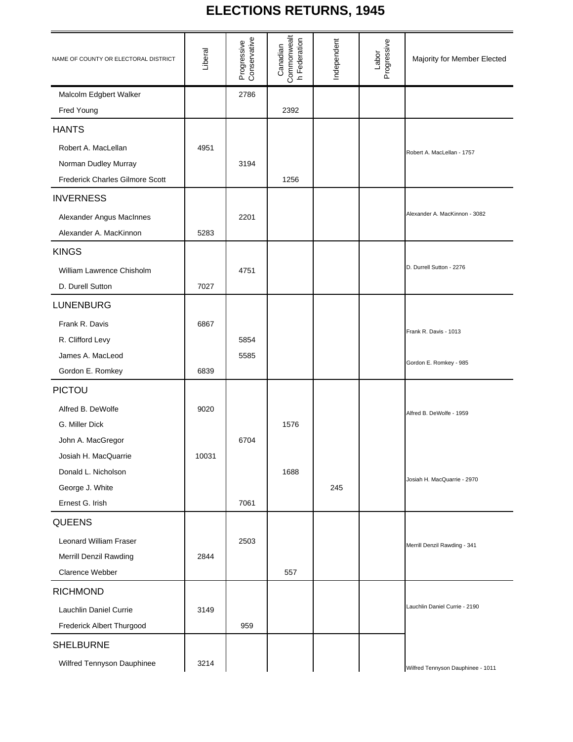# ELECTIONS RETURNS, 1945

| NAME OF COUNTY OR ELECTORAL DISTRICT | Liberal | Progressive Conservative | Canadian Commonwealth Federation | Independent | Labor Progressive | Majority for Member Elected |
|---|---|---|---|---|---|---|
| Malcolm Edgbert Walker | | 2786 | | | | |
| Fred Young | | | 2392 | | | |
| **HANTS** | | | | | | |
| Robert A. MacLellan | 4951 | | | | | Robert A. MacLellan - 1757 |
| Norman Dudley Murray | | 3194 | | | | |
| Frederick Charles Gilmore Scott | | | 1256 | | | |
| **INVERNESS** | | | | | | |
| Alexander Angus MacInnes | | 2201 | | | | Alexander A. MacKinnon - 3082 |
| Alexander A. MacKinnon | 5283 | | | | | |
| **KINGS** | | | | | | |
| William Lawrence Chisholm | | 4751 | | | | D. Durrell Sutton - 2276 |
| D. Durell Sutton | 7027 | | | | | |
| **LUNENBURG** | | | | | | |
| Frank R. Davis | 6867 | | | | | Frank R. Davis - 1013 |
| R. Clifford Levy | | 5854 | | | | |
| James A. MacLeod | | 5585 | | | | Gordon E. Romkey - 985 |
| Gordon E. Romkey | 6839 | | | | | |
| **PICTOU** | | | | | | |
| Alfred B. DeWolfe | 9020 | | | | | Alfred B. DeWolfe - 1959 |
| G. Miller Dick | | | 1576 | | | |
| John A. MacGregor | | 6704 | | | | |
| Josiah H. MacQuarrie | 10031 | | | | | |
| Donald L. Nicholson | | | 1688 | | | Josiah H. MacQuarrie - 2970 |
| George J. White | | | | 245 | | |
| Ernest G. Irish | | 7061 | | | | |
| **QUEENS** | | | | | | |
| Leonard William Fraser | | 2503 | | | | Merrill Denzil Rawding - 341 |
| Merrill Denzil Rawding | 2844 | | | | | |
| Clarence Webber | | | 557 | | | |
| **RICHMOND** | | | | | | |
| Lauchlin Daniel Currie | 3149 | | | | | Lauchlin Daniel Currie - 2190 |
| Frederick Albert Thurgood | | 959 | | | | |
| **SHELBURNE** | | | | | | |
| Wilfred Tennyson Dauphinee | 3214 | | | | | Wilfred Tennyson Dauphinee - 1011 |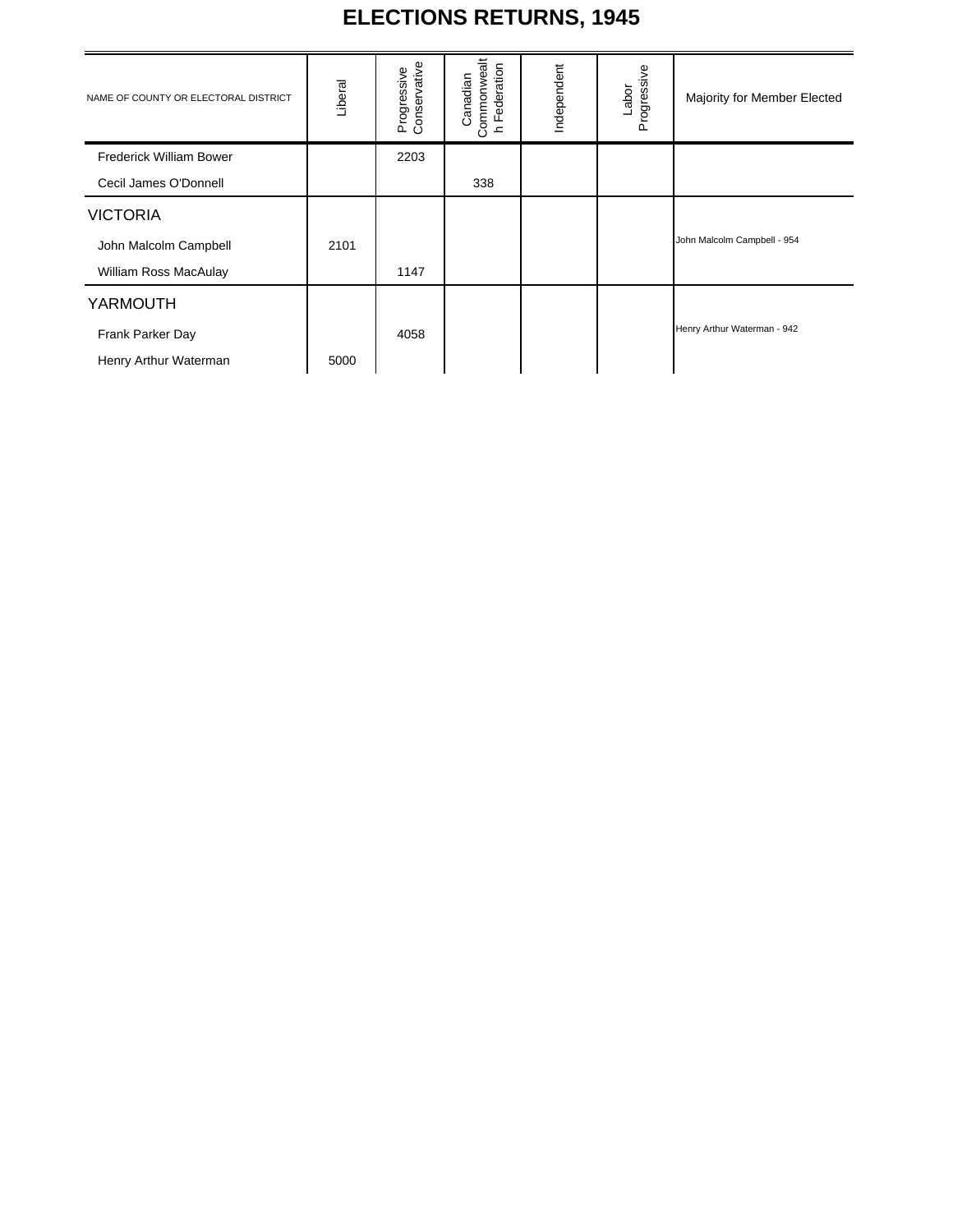# ELECTIONS RETURNS, 1945

| NAME OF COUNTY OR ELECTORAL DISTRICT | Liberal | Progressive Conservative | Canadian Commonwealth Federation | Independent | Labor Progressive | Majority for Member Elected |
|---|---|---|---|---|---|---|
| Frederick William Bower | | 2203 | | | | |
| Cecil James O'Donnell | | | 338 | | | |
| VICTORIA | | | | | | |
| John Malcolm Campbell | 2101 | | | | | John Malcolm Campbell - 954 |
| William Ross MacAulay | | 1147 | | | | |
| YARMOUTH | | | | | | |
| Frank Parker Day | | 4058 | | | | Henry Arthur Waterman - 942 |
| Henry Arthur Waterman | 5000 | | | | | |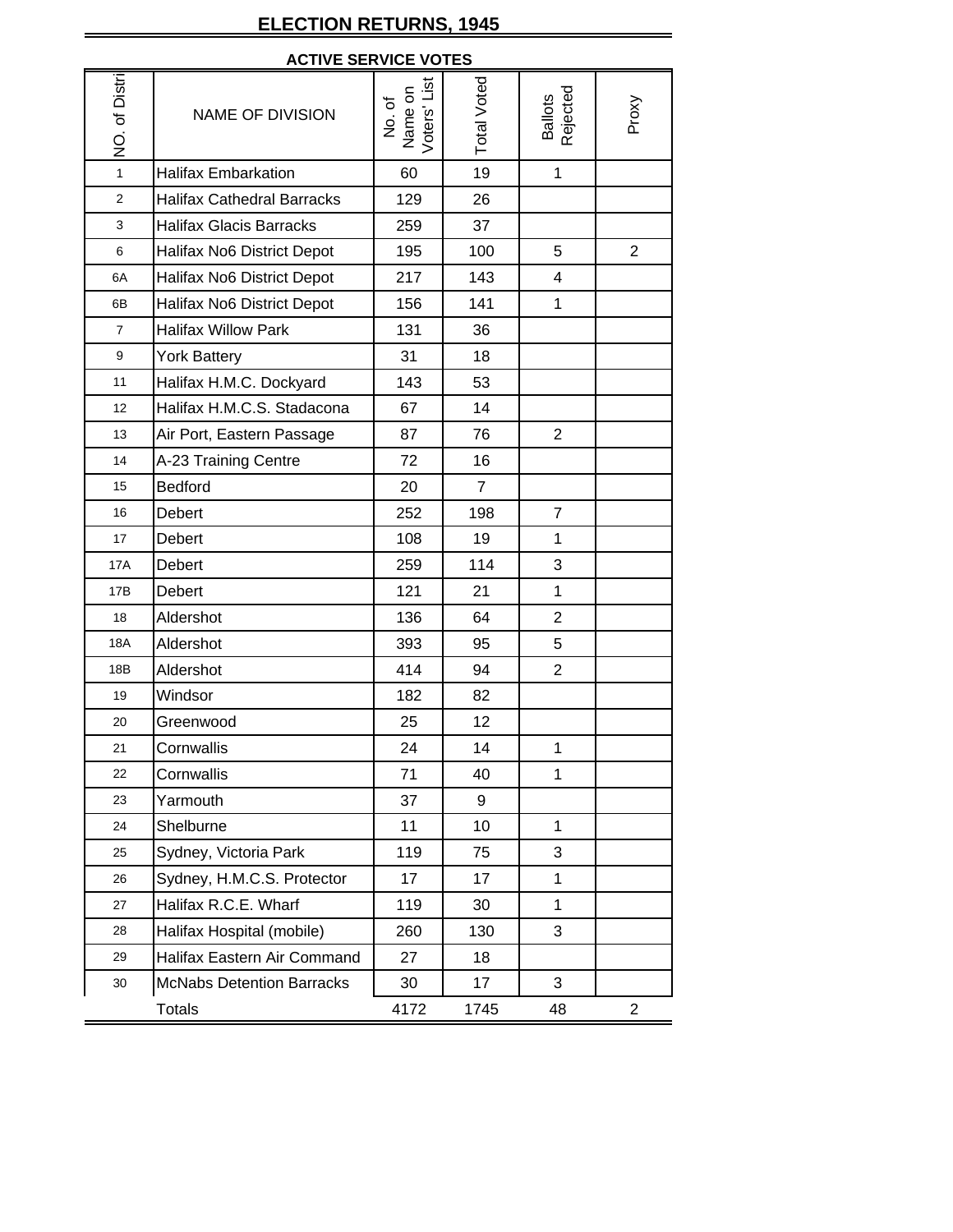# ELECTION RETURNS, 1945

## ACTIVE SERVICE VOTES

| NO. of District | NAME OF DIVISION | No. of Name on Voters' List | Total Voted | Ballots Rejected | Proxy |
|---|---|---|---|---|---|
| 1 | Halifax Embarkation | 60 | 19 | 1 | |
| 2 | Halifax Cathedral Barracks | 129 | 26 | | |
| 3 | Halifax Glacis Barracks | 259 | 37 | | |
| 6 | Halifax No6 District Depot | 195 | 100 | 5 | 2 |
| 6A | Halifax No6 District Depot | 217 | 143 | 4 | |
| 6B | Halifax No6 District Depot | 156 | 141 | 1 | |
| 7 | Halifax Willow Park | 131 | 36 | | |
| 9 | York Battery | 31 | 18 | | |
| 11 | Halifax H.M.C. Dockyard | 143 | 53 | | |
| 12 | Halifax H.M.C.S. Stadacona | 67 | 14 | | |
| 13 | Air Port, Eastern Passage | 87 | 76 | 2 | |
| 14 | A-23 Training Centre | 72 | 16 | | |
| 15 | Bedford | 20 | 7 | | |
| 16 | Debert | 252 | 198 | 7 | |
| 17 | Debert | 108 | 19 | 1 | |
| 17A | Debert | 259 | 114 | 3 | |
| 17B | Debert | 121 | 21 | 1 | |
| 18 | Aldershot | 136 | 64 | 2 | |
| 18A | Aldershot | 393 | 95 | 5 | |
| 18B | Aldershot | 414 | 94 | 2 | |
| 19 | Windsor | 182 | 82 | | |
| 20 | Greenwood | 25 | 12 | | |
| 21 | Cornwallis | 24 | 14 | 1 | |
| 22 | Cornwallis | 71 | 40 | 1 | |
| 23 | Yarmouth | 37 | 9 | | |
| 24 | Shelburne | 11 | 10 | 1 | |
| 25 | Sydney, Victoria Park | 119 | 75 | 3 | |
| 26 | Sydney, H.M.C.S. Protector | 17 | 17 | 1 | |
| 27 | Halifax R.C.E. Wharf | 119 | 30 | 1 | |
| 28 | Halifax Hospital (mobile) | 260 | 130 | 3 | |
| 29 | Halifax Eastern Air Command | 27 | 18 | | |
| 30 | McNabs Detention Barracks | 30 | 17 | 3 | |
| | Totals | 4172 | 1745 | 48 | 2 |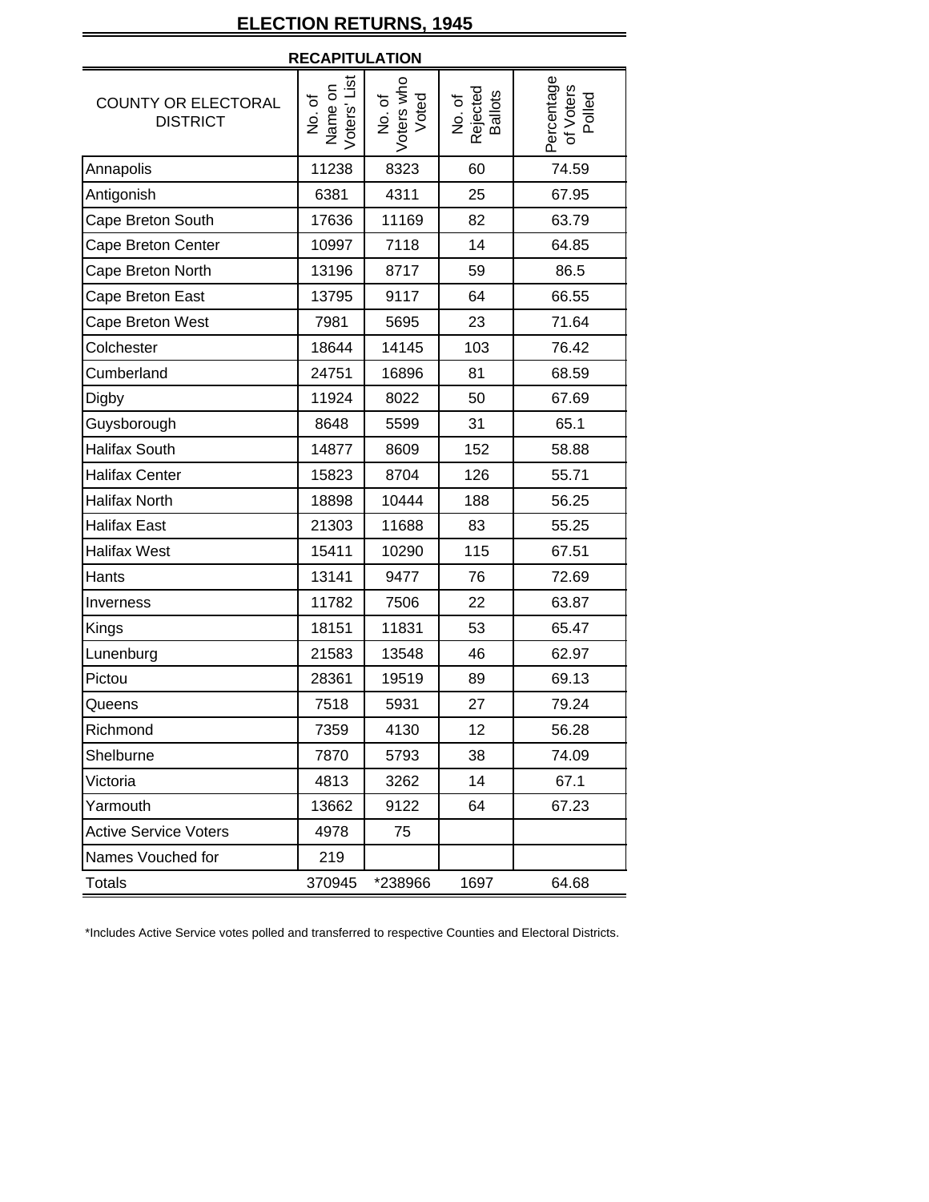## ELECTION RETURNS, 1945

### RECAPITULATION

| COUNTY OR ELECTORAL DISTRICT | No. of Name on Voters' List | No. of Voters who Voted | No. of Rejected Ballots | Percentage of Voters Polled |
|---|---|---|---|---|
| Annapolis | 11238 | 8323 | 60 | 74.59 |
| Antigonish | 6381 | 4311 | 25 | 67.95 |
| Cape Breton South | 17636 | 11169 | 82 | 63.79 |
| Cape Breton Center | 10997 | 7118 | 14 | 64.85 |
| Cape Breton North | 13196 | 8717 | 59 | 86.5 |
| Cape Breton East | 13795 | 9117 | 64 | 66.55 |
| Cape Breton West | 7981 | 5695 | 23 | 71.64 |
| Colchester | 18644 | 14145 | 103 | 76.42 |
| Cumberland | 24751 | 16896 | 81 | 68.59 |
| Digby | 11924 | 8022 | 50 | 67.69 |
| Guysborough | 8648 | 5599 | 31 | 65.1 |
| Halifax South | 14877 | 8609 | 152 | 58.88 |
| Halifax Center | 15823 | 8704 | 126 | 55.71 |
| Halifax North | 18898 | 10444 | 188 | 56.25 |
| Halifax East | 21303 | 11688 | 83 | 55.25 |
| Halifax West | 15411 | 10290 | 115 | 67.51 |
| Hants | 13141 | 9477 | 76 | 72.69 |
| Inverness | 11782 | 7506 | 22 | 63.87 |
| Kings | 18151 | 11831 | 53 | 65.47 |
| Lunenburg | 21583 | 13548 | 46 | 62.97 |
| Pictou | 28361 | 19519 | 89 | 69.13 |
| Queens | 7518 | 5931 | 27 | 79.24 |
| Richmond | 7359 | 4130 | 12 | 56.28 |
| Shelburne | 7870 | 5793 | 38 | 74.09 |
| Victoria | 4813 | 3262 | 14 | 67.1 |
| Yarmouth | 13662 | 9122 | 64 | 67.23 |
| Active Service Voters | 4978 | 75 | | |
| Names Vouched for | 219 | | | |
| Totals | 370945 | *238966 | 1697 | 64.68 |

*Includes Active Service votes polled and transferred to respective Counties and Electoral Districts.